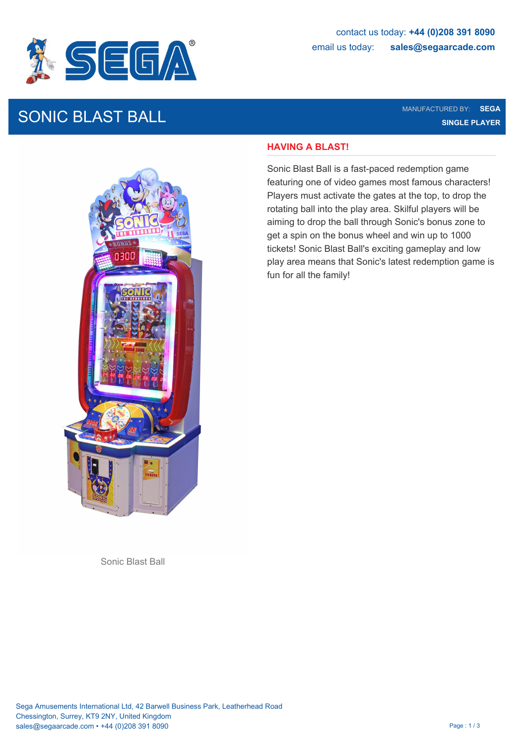contact us today: **+44 (0)208 391 8090**
email us today: **sales@segaarcade.com**

# SONIC BLAST BALL

MANUFACTURED BY: **SEGA**
**SINGLE PLAYER**

Sonic Blast Ball

## HAVING A BLAST!

Sonic Blast Ball is a fast-paced redemption game featuring one of video games most famous characters! Players must activate the gates at the top, to drop the rotating ball into the play area. Skilful players will be aiming to drop the ball through Sonic's bonus zone to get a spin on the bonus wheel and win up to 1000 tickets! Sonic Blast Ball's exciting gameplay and low play area means that Sonic's latest redemption game is fun for all the family!

Sega Amusements International Ltd, 42 Barwell Business Park, Leatherhead Road
Chessington, Surrey, KT9 2NY, United Kingdom
sales@segaarcade.com • +44 (0)208 391 8090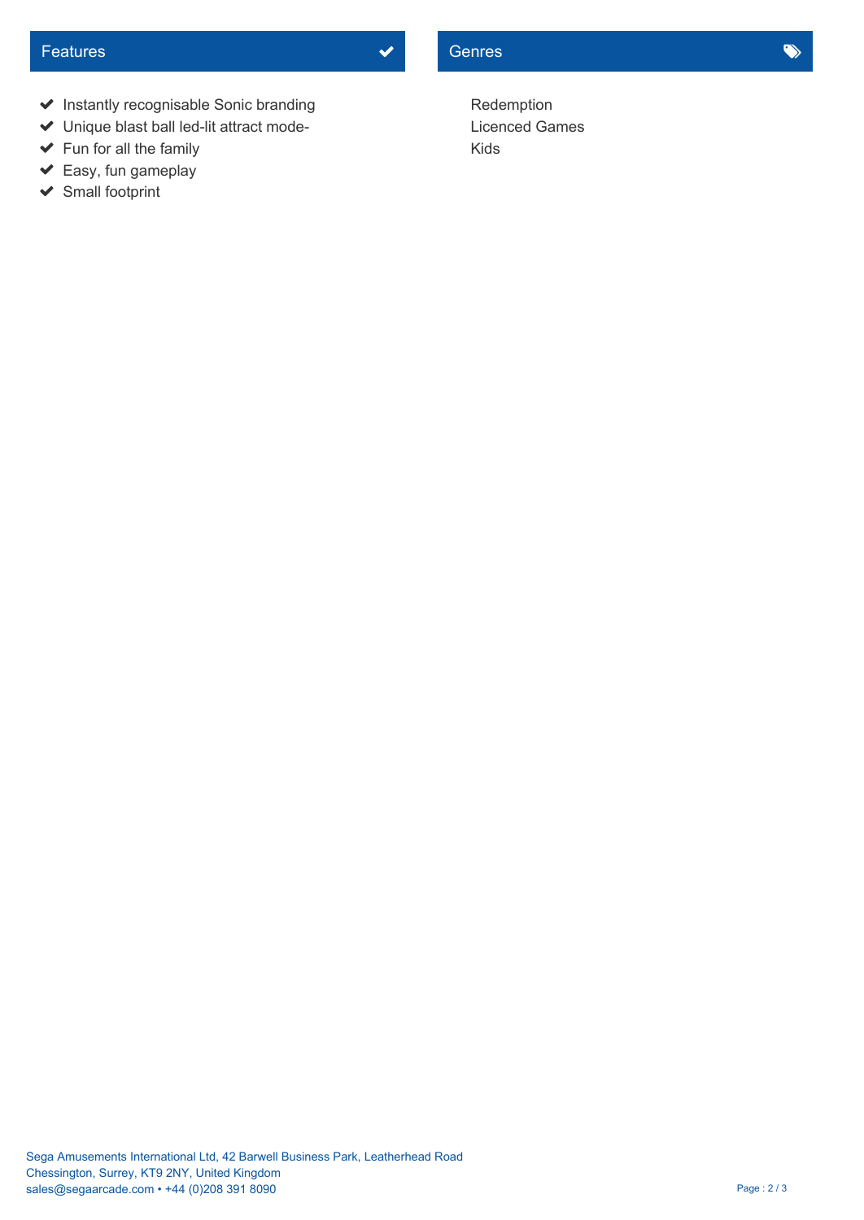## Features

- Instantly recognisable Sonic branding
- Unique blast ball led-lit attract mode-
- Fun for all the family
- Easy, fun gameplay
- Small footprint

## Genres

Redemption
Licenced Games
Kids

Sega Amusements International Ltd, 42 Barwell Business Park, Leatherhead Road
Chessington, Surrey, KT9 2NY, United Kingdom
sales@segaarcade.com • +44 (0)208 391 8090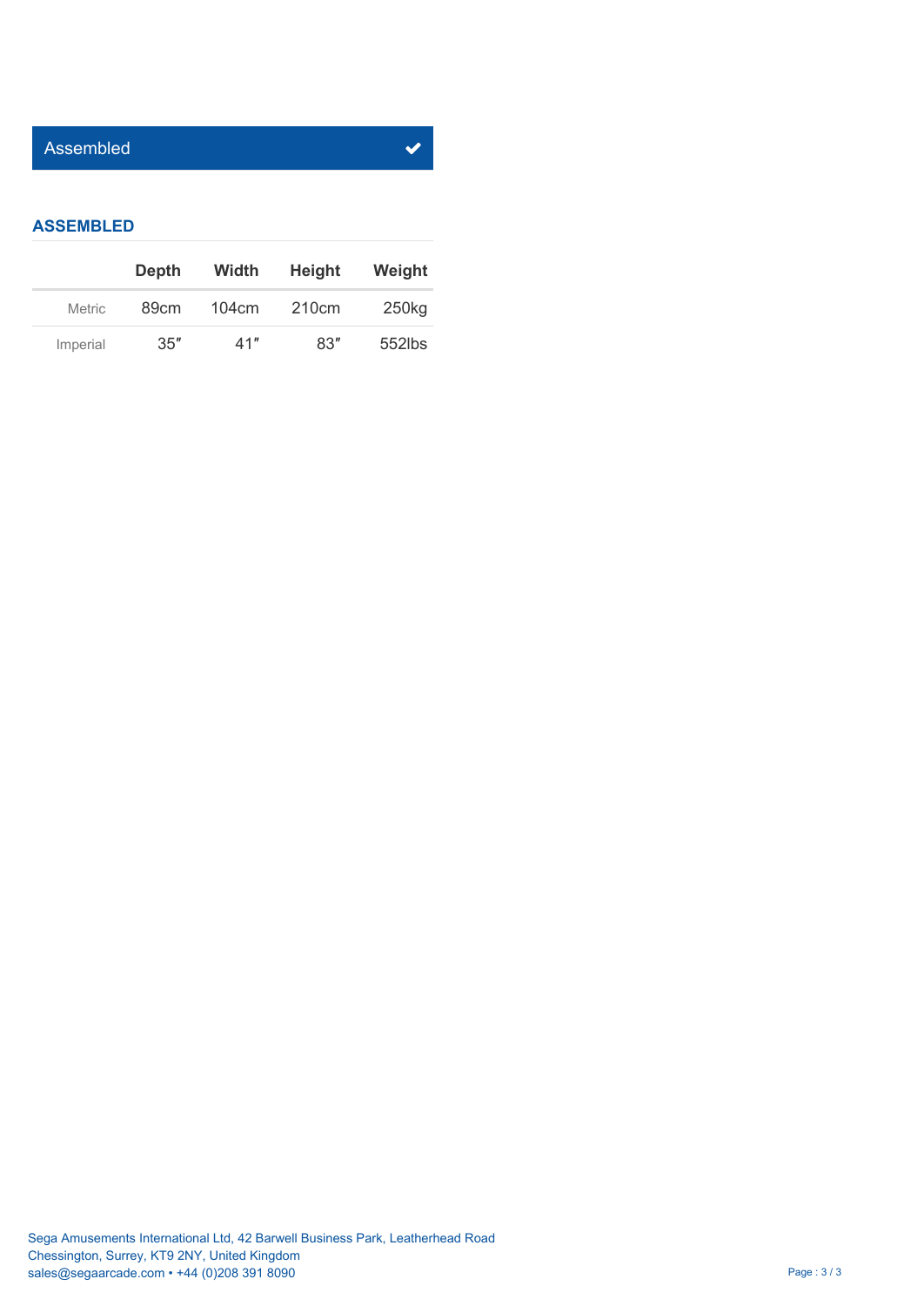Assembled

## ASSEMBLED

| | Depth | Width | Height | Weight |
|---|---|---|---|---|
| Metric | 89cm | 104cm | 210cm | 250kg |
| Imperial | 35″ | 41″ | 83″ | 552lbs |

Sega Amusements International Ltd, 42 Barwell Business Park, Leatherhead Road
Chessington, Surrey, KT9 2NY, United Kingdom
sales@segaarcade.com • +44 (0)208 391 8090